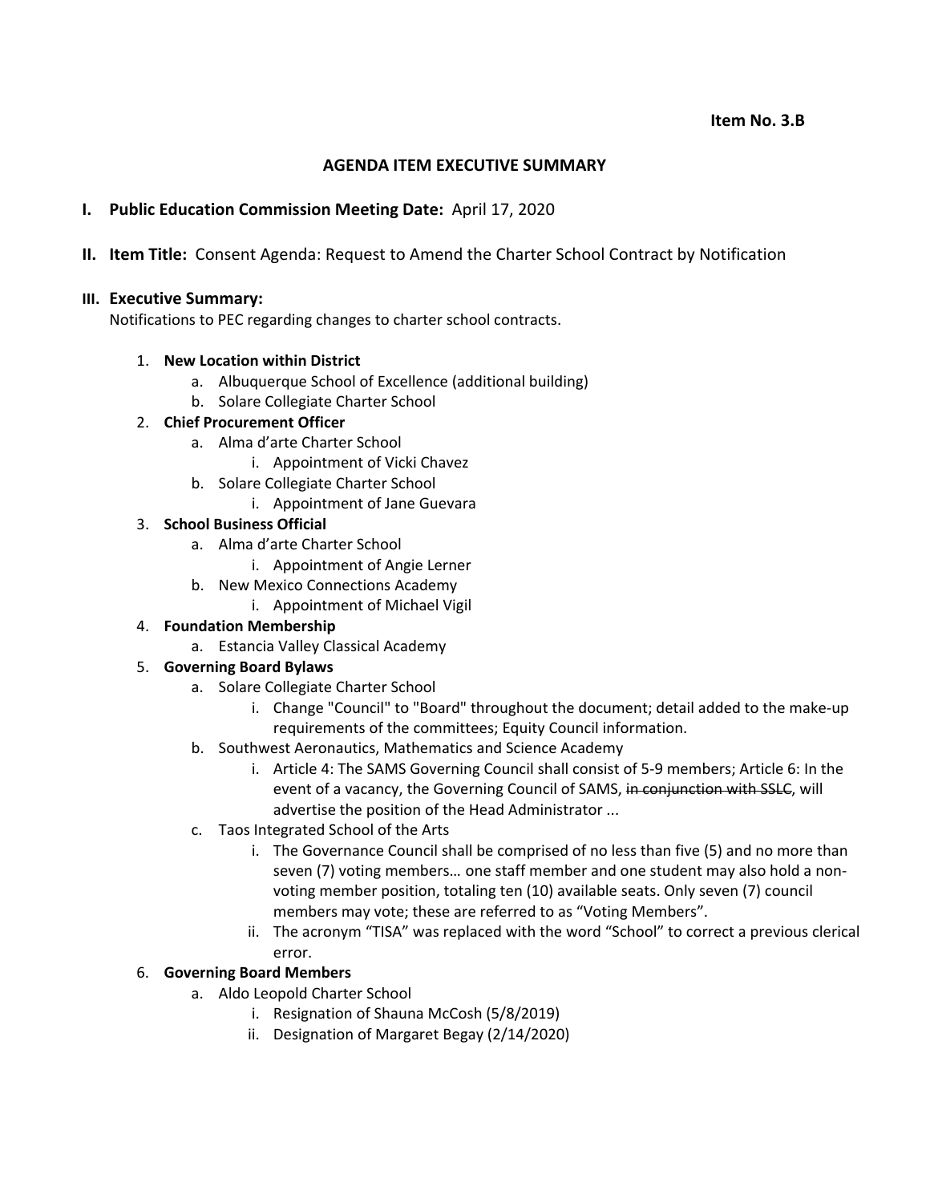**Item No. 3.B**

## AGENDA ITEM EXECUTIVE SUMMARY

**I. Public Education Commission Meeting Date:** April 17, 2020

**II. Item Title:** Consent Agenda: Request to Amend the Charter School Contract by Notification

**III. Executive Summary:**

Notifications to PEC regarding changes to charter school contracts.

1. **New Location within District**
    a. Albuquerque School of Excellence (additional building)
    b. Solare Collegiate Charter School
2. **Chief Procurement Officer**
    a. Alma d'arte Charter School
        i. Appointment of Vicki Chavez
    b. Solare Collegiate Charter School
        i. Appointment of Jane Guevara
3. **School Business Official**
    a. Alma d'arte Charter School
        i. Appointment of Angie Lerner
    b. New Mexico Connections Academy
        i. Appointment of Michael Vigil
4. **Foundation Membership**
    a. Estancia Valley Classical Academy
5. **Governing Board Bylaws**
    a. Solare Collegiate Charter School
        i. Change "Council" to "Board" throughout the document; detail added to the make-up requirements of the committees; Equity Council information.
    b. Southwest Aeronautics, Mathematics and Science Academy
        i. Article 4: The SAMS Governing Council shall consist of 5-9 members; Article 6: In the event of a vacancy, the Governing Council of SAMS, ~~in conjunction with SSLC~~, will advertise the position of the Head Administrator ...
    c. Taos Integrated School of the Arts
        i. The Governance Council shall be comprised of no less than five (5) and no more than seven (7) voting members… one staff member and one student may also hold a non-voting member position, totaling ten (10) available seats. Only seven (7) council members may vote; these are referred to as "Voting Members".
        ii. The acronym "TISA" was replaced with the word "School" to correct a previous clerical error.
6. **Governing Board Members**
    a. Aldo Leopold Charter School
        i. Resignation of Shauna McCosh (5/8/2019)
        ii. Designation of Margaret Begay (2/14/2020)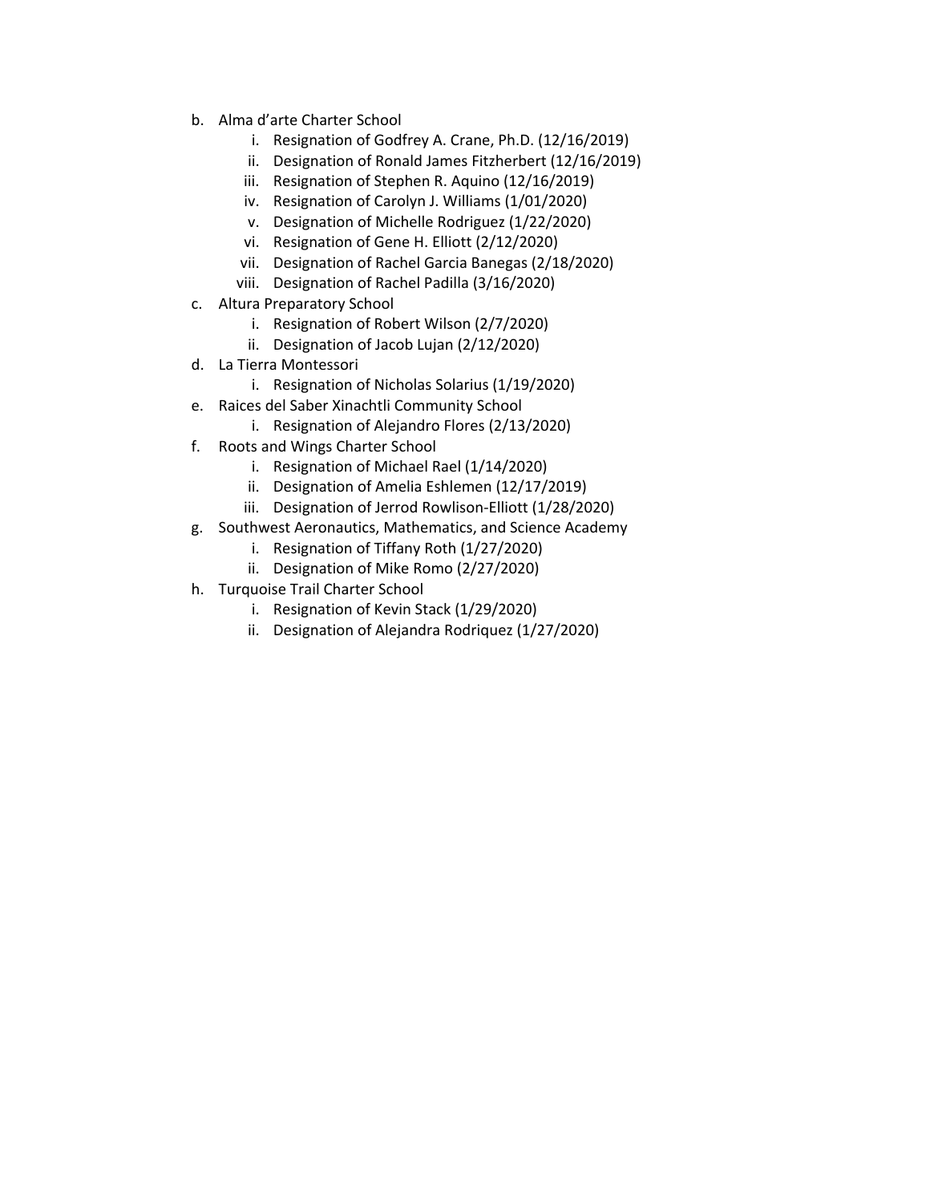b. Alma d'arte Charter School
   i. Resignation of Godfrey A. Crane, Ph.D. (12/16/2019)
   ii. Designation of Ronald James Fitzherbert (12/16/2019)
   iii. Resignation of Stephen R. Aquino (12/16/2019)
   iv. Resignation of Carolyn J. Williams (1/01/2020)
   v. Designation of Michelle Rodriguez (1/22/2020)
   vi. Resignation of Gene H. Elliott (2/12/2020)
   vii. Designation of Rachel Garcia Banegas (2/18/2020)
   viii. Designation of Rachel Padilla (3/16/2020)

c. Altura Preparatory School
   i. Resignation of Robert Wilson (2/7/2020)
   ii. Designation of Jacob Lujan (2/12/2020)

d. La Tierra Montessori
   i. Resignation of Nicholas Solarius (1/19/2020)

e. Raices del Saber Xinachtli Community School
   i. Resignation of Alejandro Flores (2/13/2020)

f. Roots and Wings Charter School
   i. Resignation of Michael Rael (1/14/2020)
   ii. Designation of Amelia Eshlemen (12/17/2019)
   iii. Designation of Jerrod Rowlison-Elliott (1/28/2020)

g. Southwest Aeronautics, Mathematics, and Science Academy
   i. Resignation of Tiffany Roth (1/27/2020)
   ii. Designation of Mike Romo (2/27/2020)

h. Turquoise Trail Charter School
   i. Resignation of Kevin Stack (1/29/2020)
   ii. Designation of Alejandra Rodriquez (1/27/2020)